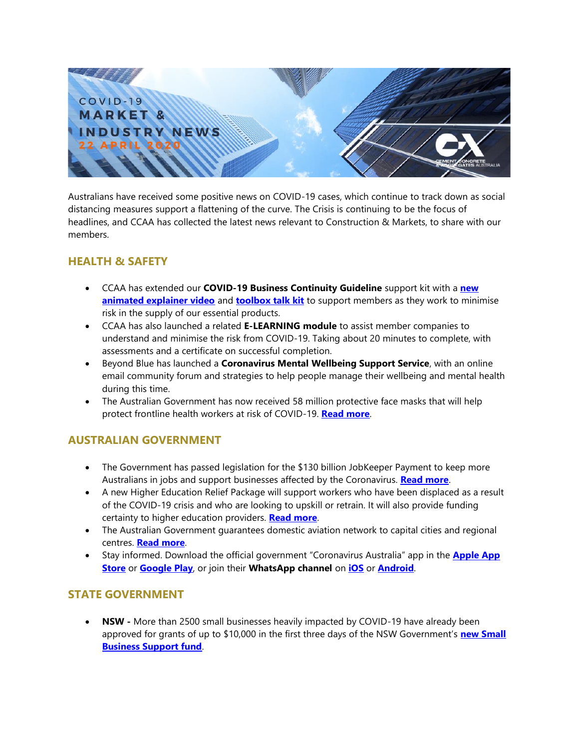# COVID-19 MARKET & INDUSTRY NEWS 22 APRIL 2020

Australians have received some positive news on COVID-19 cases, which continue to track down as social distancing measures support a flattening of the curve. The Crisis is continuing to be the focus of headlines, and CCAA has collected the latest news relevant to Construction & Markets, to share with our members.

## HEALTH & SAFETY

- CCAA has extended our **COVID-19 Business Continuity Guideline** support kit with a **new animated explainer video** and **toolbox talk kit** to support members as they work to minimise risk in the supply of our essential products.
- CCAA has also launched a related **E-LEARNING module** to assist member companies to understand and minimise the risk from COVID-19. Taking about 20 minutes to complete, with assessments and a certificate on successful completion.
- Beyond Blue has launched a **Coronavirus Mental Wellbeing Support Service**, with an online email community forum and strategies to help people manage their wellbeing and mental health during this time.
- The Australian Government has now received 58 million protective face masks that will help protect frontline health workers at risk of COVID-19. **Read more**.

## AUSTRALIAN GOVERNMENT

- The Government has passed legislation for the $130 billion JobKeeper Payment to keep more Australians in jobs and support businesses affected by the Coronavirus. **Read more**.
- A new Higher Education Relief Package will support workers who have been displaced as a result of the COVID-19 crisis and who are looking to upskill or retrain. It will also provide funding certainty to higher education providers. **Read more**.
- The Australian Government guarantees domestic aviation network to capital cities and regional centres. **Read more**.
- Stay informed. Download the official government "Coronavirus Australia" app in the **Apple App Store** or **Google Play**, or join their **WhatsApp channel** on **iOS** or **Android**.

## STATE GOVERNMENT

- **NSW -** More than 2500 small businesses heavily impacted by COVID-19 have already been approved for grants of up to $10,000 in the first three days of the NSW Government's **new Small Business Support fund**.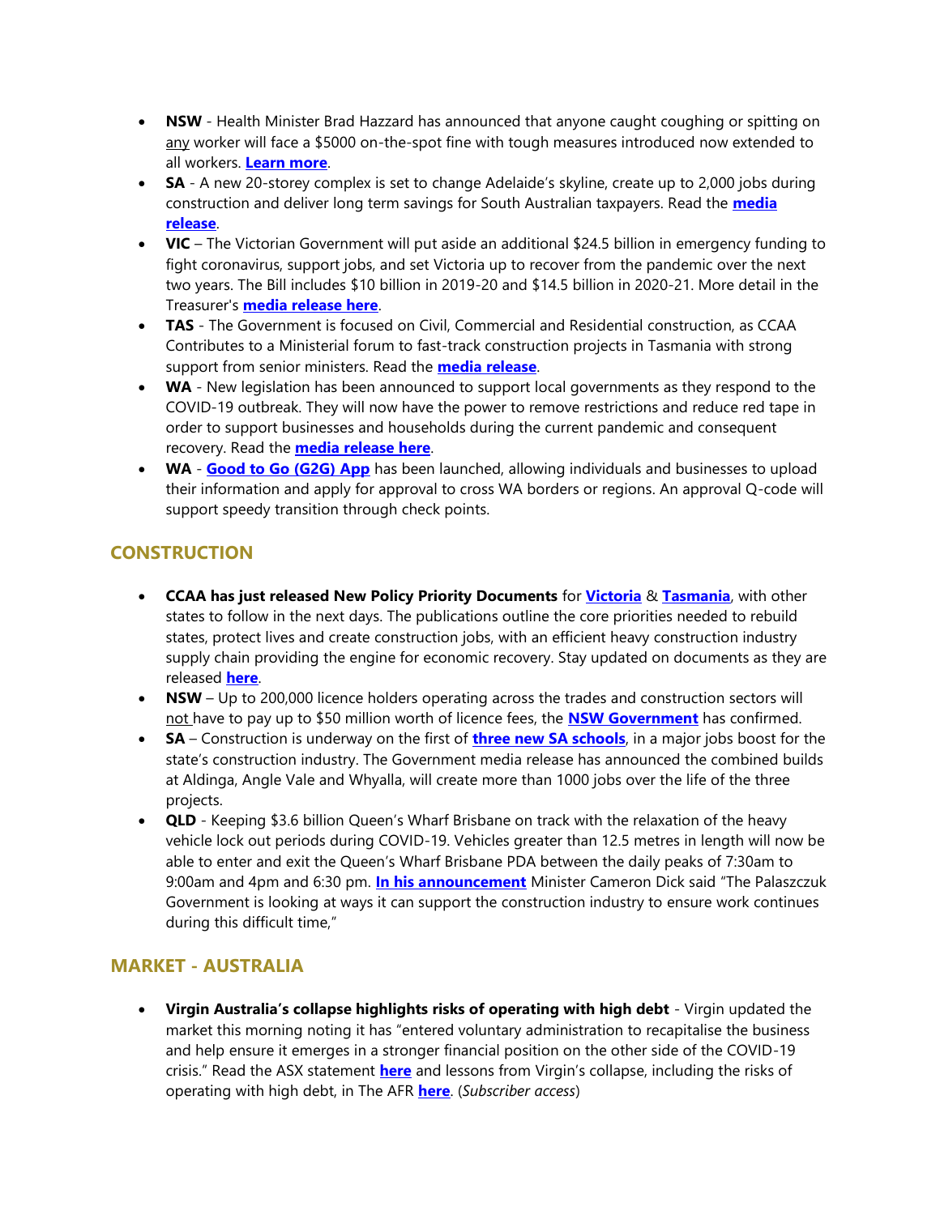- **NSW** - Health Minister Brad Hazzard has announced that anyone caught coughing or spitting on any worker will face a $5000 on-the-spot fine with tough measures introduced now extended to all workers. **Learn more**.
- **SA** - A new 20-storey complex is set to change Adelaide's skyline, create up to 2,000 jobs during construction and deliver long term savings for South Australian taxpayers. Read the **media release**.
- **VIC** – The Victorian Government will put aside an additional $24.5 billion in emergency funding to fight coronavirus, support jobs, and set Victoria up to recover from the pandemic over the next two years. The Bill includes $10 billion in 2019-20 and $14.5 billion in 2020-21. More detail in the Treasurer's **media release here**.
- **TAS** - The Government is focused on Civil, Commercial and Residential construction, as CCAA Contributes to a Ministerial forum to fast-track construction projects in Tasmania with strong support from senior ministers. Read the **media release**.
- **WA** - New legislation has been announced to support local governments as they respond to the COVID-19 outbreak. They will now have the power to remove restrictions and reduce red tape in order to support businesses and households during the current pandemic and consequent recovery. Read the **media release here**.
- **WA** - **Good to Go (G2G) App** has been launched, allowing individuals and businesses to upload their information and apply for approval to cross WA borders or regions. An approval Q-code will support speedy transition through check points.

## CONSTRUCTION

- **CCAA has just released New Policy Priority Documents** for **Victoria** & **Tasmania**, with other states to follow in the next days. The publications outline the core priorities needed to rebuild states, protect lives and create construction jobs, with an efficient heavy construction industry supply chain providing the engine for economic recovery. Stay updated on documents as they are released **here**.
- **NSW** – Up to 200,000 licence holders operating across the trades and construction sectors will not have to pay up to $50 million worth of licence fees, the **NSW Government** has confirmed.
- **SA** – Construction is underway on the first of **three new SA schools**, in a major jobs boost for the state's construction industry. The Government media release has announced the combined builds at Aldinga, Angle Vale and Whyalla, will create more than 1000 jobs over the life of the three projects.
- **QLD** - Keeping $3.6 billion Queen's Wharf Brisbane on track with the relaxation of the heavy vehicle lock out periods during COVID-19. Vehicles greater than 12.5 metres in length will now be able to enter and exit the Queen's Wharf Brisbane PDA between the daily peaks of 7:30am to 9:00am and 4pm and 6:30 pm. **In his announcement** Minister Cameron Dick said "The Palaszczuk Government is looking at ways it can support the construction industry to ensure work continues during this difficult time,"

## MARKET - AUSTRALIA

- **Virgin Australia's collapse highlights risks of operating with high debt** - Virgin updated the market this morning noting it has "entered voluntary administration to recapitalise the business and help ensure it emerges in a stronger financial position on the other side of the COVID-19 crisis." Read the ASX statement **here** and lessons from Virgin's collapse, including the risks of operating with high debt, in The AFR **here**. (*Subscriber access*)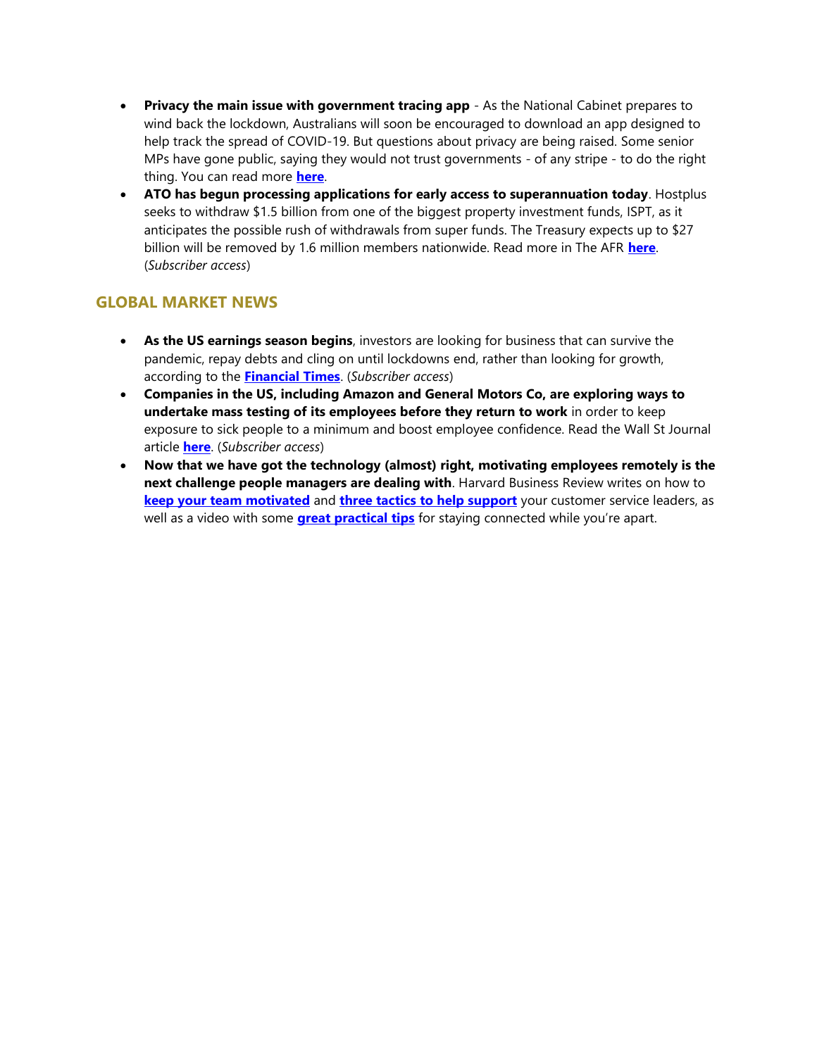- **Privacy the main issue with government tracing app** - As the National Cabinet prepares to wind back the lockdown, Australians will soon be encouraged to download an app designed to help track the spread of COVID-19. But questions about privacy are being raised. Some senior MPs have gone public, saying they would not trust governments - of any stripe - to do the right thing. You can read more **here**.
- **ATO has begun processing applications for early access to superannuation today**. Hostplus seeks to withdraw $1.5 billion from one of the biggest property investment funds, ISPT, as it anticipates the possible rush of withdrawals from super funds. The Treasury expects up to $27 billion will be removed by 1.6 million members nationwide. Read more in The AFR **here**. (*Subscriber access*)

## GLOBAL MARKET NEWS

- **As the US earnings season begins**, investors are looking for business that can survive the pandemic, repay debts and cling on until lockdowns end, rather than looking for growth, according to the **Financial Times**. (*Subscriber access*)
- **Companies in the US, including Amazon and General Motors Co, are exploring ways to undertake mass testing of its employees before they return to work** in order to keep exposure to sick people to a minimum and boost employee confidence. Read the Wall St Journal article **here**. (*Subscriber access*)
- **Now that we have got the technology (almost) right, motivating employees remotely is the next challenge people managers are dealing with**. Harvard Business Review writes on how to **keep your team motivated** and **three tactics to help support** your customer service leaders, as well as a video with some **great practical tips** for staying connected while you're apart.